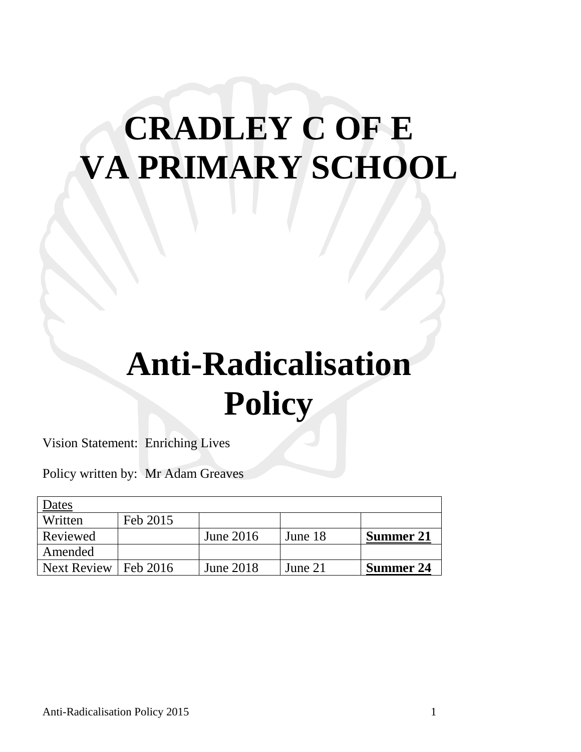# CRADLEY C OF E VA PRIMARY SCHOOL

# Anti-Radicalisation Policy

Vision Statement: Enriching Lives

Policy written by: Mr Adam Greaves

| Dates | | | | |
|---|---|---|---|---|
| Written | Feb 2015 | | | |
| Reviewed | | June 2016 | June 18 | **Summer 21** |
| Amended | | | | |
| Next Review | Feb 2016 | June 2018 | June 21 | **Summer 24** |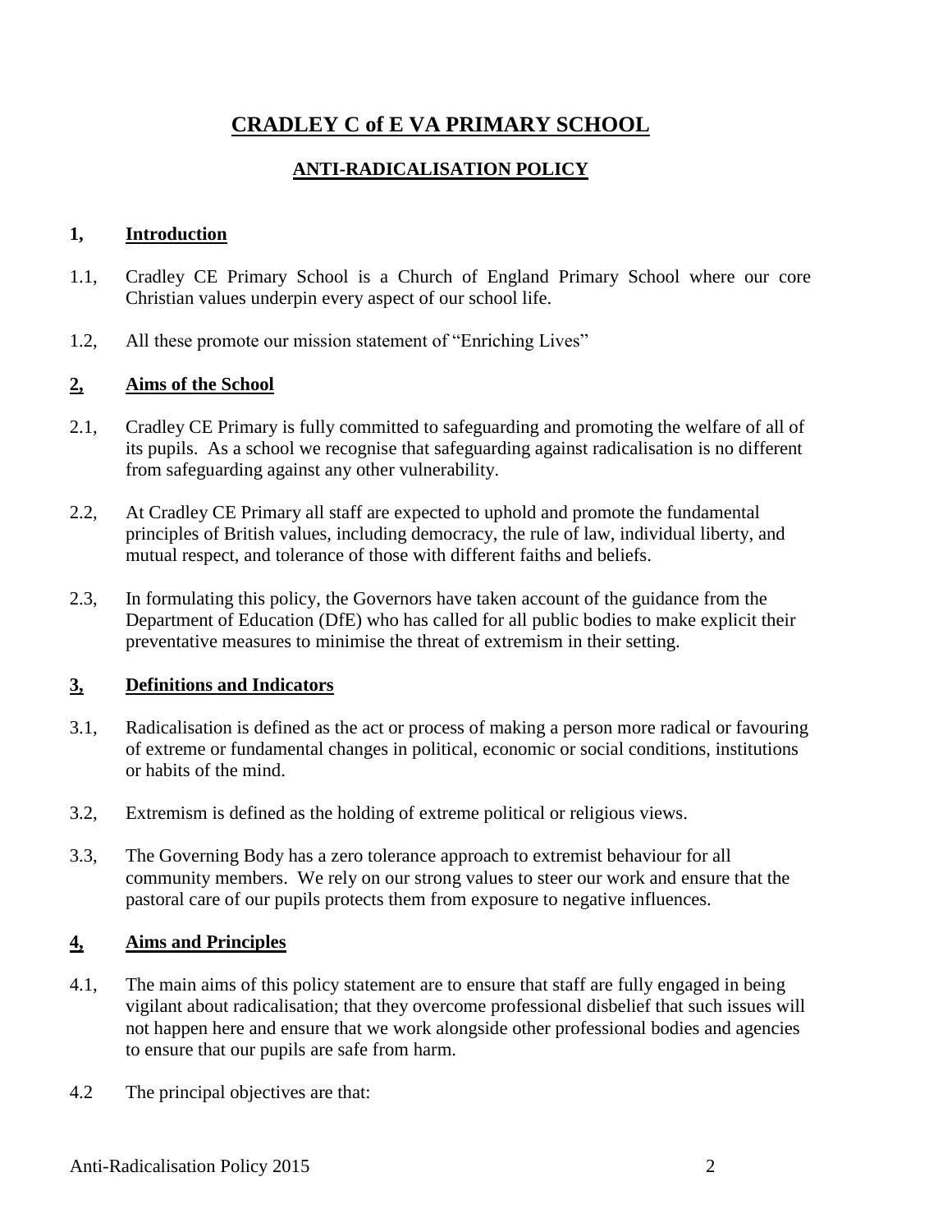# CRADLEY C of E VA PRIMARY SCHOOL

## ANTI-RADICALISATION POLICY

### 1, Introduction

1.1, Cradley CE Primary School is a Church of England Primary School where our core Christian values underpin every aspect of our school life.

1.2, All these promote our mission statement of "Enriching Lives"

### 2, Aims of the School

2.1, Cradley CE Primary is fully committed to safeguarding and promoting the welfare of all of its pupils. As a school we recognise that safeguarding against radicalisation is no different from safeguarding against any other vulnerability.

2.2, At Cradley CE Primary all staff are expected to uphold and promote the fundamental principles of British values, including democracy, the rule of law, individual liberty, and mutual respect, and tolerance of those with different faiths and beliefs.

2.3, In formulating this policy, the Governors have taken account of the guidance from the Department of Education (DfE) who has called for all public bodies to make explicit their preventative measures to minimise the threat of extremism in their setting.

### 3, Definitions and Indicators

3.1, Radicalisation is defined as the act or process of making a person more radical or favouring of extreme or fundamental changes in political, economic or social conditions, institutions or habits of the mind.

3.2, Extremism is defined as the holding of extreme political or religious views.

3.3, The Governing Body has a zero tolerance approach to extremist behaviour for all community members. We rely on our strong values to steer our work and ensure that the pastoral care of our pupils protects them from exposure to negative influences.

### 4, Aims and Principles

4.1, The main aims of this policy statement are to ensure that staff are fully engaged in being vigilant about radicalisation; that they overcome professional disbelief that such issues will not happen here and ensure that we work alongside other professional bodies and agencies to ensure that our pupils are safe from harm.

4.2 The principal objectives are that: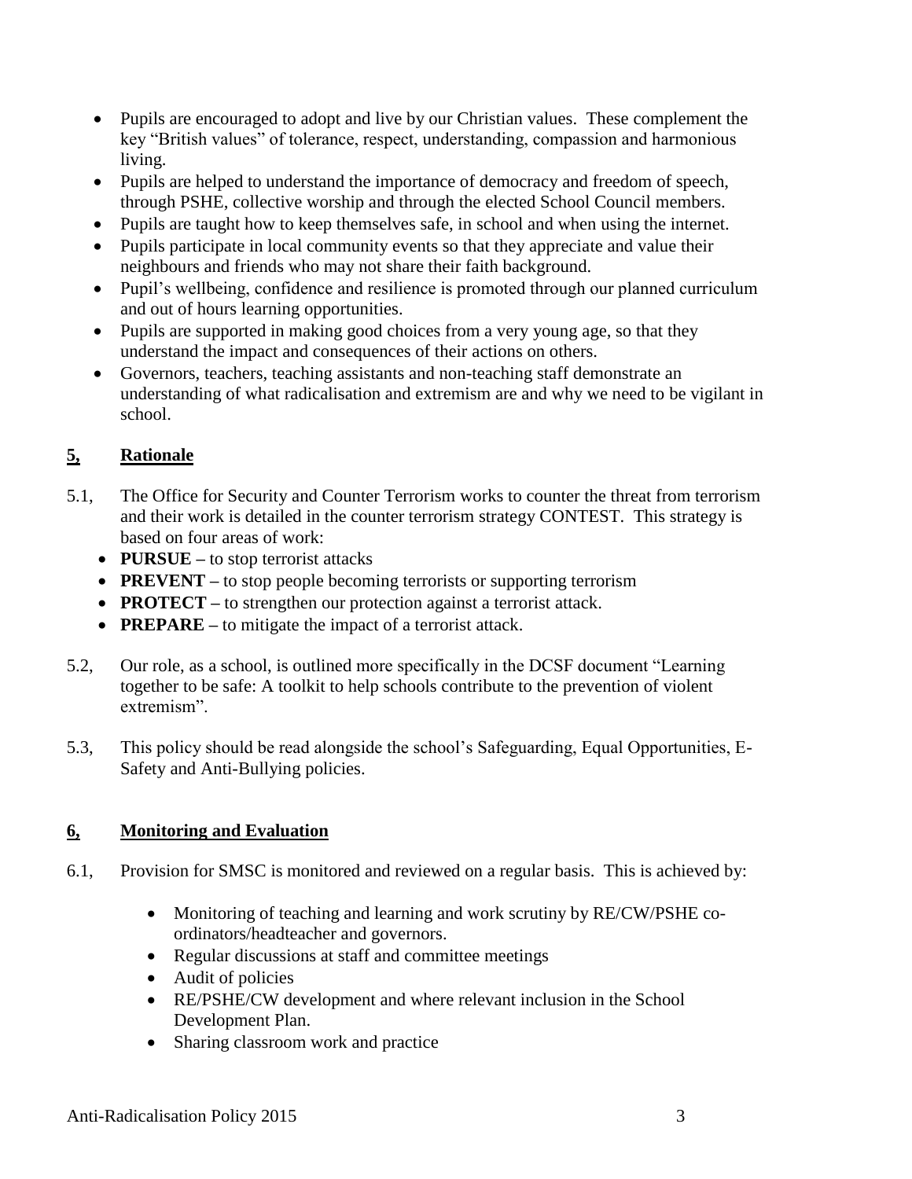- Pupils are encouraged to adopt and live by our Christian values. These complement the key "British values" of tolerance, respect, understanding, compassion and harmonious living.
- Pupils are helped to understand the importance of democracy and freedom of speech, through PSHE, collective worship and through the elected School Council members.
- Pupils are taught how to keep themselves safe, in school and when using the internet.
- Pupils participate in local community events so that they appreciate and value their neighbours and friends who may not share their faith background.
- Pupil's wellbeing, confidence and resilience is promoted through our planned curriculum and out of hours learning opportunities.
- Pupils are supported in making good choices from a very young age, so that they understand the impact and consequences of their actions on others.
- Governors, teachers, teaching assistants and non-teaching staff demonstrate an understanding of what radicalisation and extremism are and why we need to be vigilant in school.

## 5, Rationale

5.1, The Office for Security and Counter Terrorism works to counter the threat from terrorism and their work is detailed in the counter terrorism strategy CONTEST. This strategy is based on four areas of work:

- **PURSUE –** to stop terrorist attacks
- **PREVENT –** to stop people becoming terrorists or supporting terrorism
- **PROTECT –** to strengthen our protection against a terrorist attack.
- **PREPARE –** to mitigate the impact of a terrorist attack.

5.2, Our role, as a school, is outlined more specifically in the DCSF document "Learning together to be safe: A toolkit to help schools contribute to the prevention of violent extremism".

5.3, This policy should be read alongside the school's Safeguarding, Equal Opportunities, E-Safety and Anti-Bullying policies.

## 6, Monitoring and Evaluation

6.1, Provision for SMSC is monitored and reviewed on a regular basis. This is achieved by:

- Monitoring of teaching and learning and work scrutiny by RE/CW/PSHE co-ordinators/headteacher and governors.
- Regular discussions at staff and committee meetings
- Audit of policies
- RE/PSHE/CW development and where relevant inclusion in the School Development Plan.
- Sharing classroom work and practice